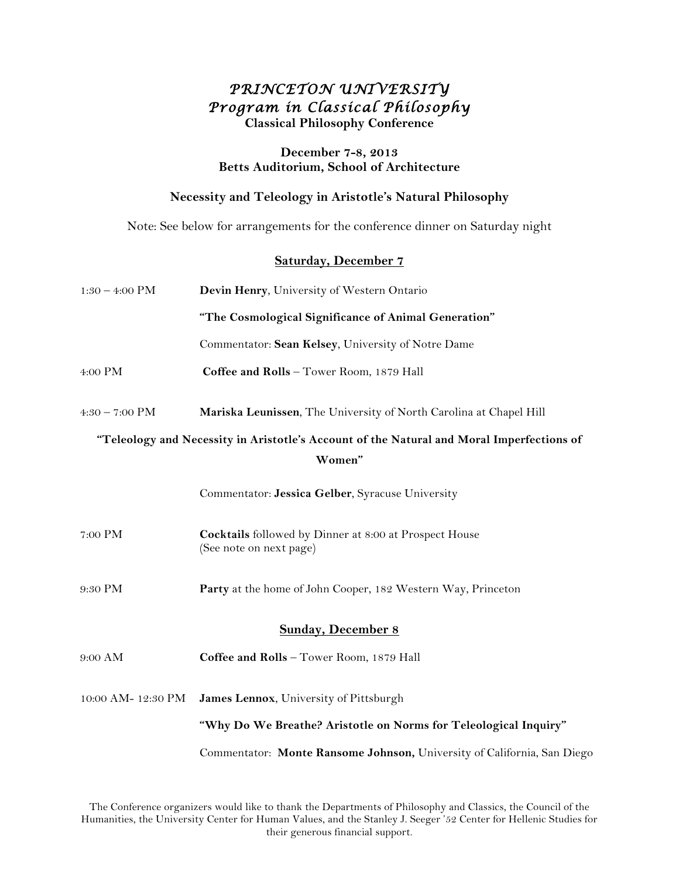# *PRINCETON UNIVERSITY*
# *Program in Classical Philosophy*
## Classical Philosophy Conference

**December 7-8, 2013**
**Betts Auditorium, School of Architecture**

### Necessity and Teleology in Aristotle's Natural Philosophy

Note: See below for arrangements for the conference dinner on Saturday night

## Saturday, December 7

1:30 – 4:00 PM **Devin Henry**, University of Western Ontario

**"The Cosmological Significance of Animal Generation"**

Commentator: **Sean Kelsey**, University of Notre Dame

4:00 PM **Coffee and Rolls** – Tower Room, 1879 Hall

4:30 – 7:00 PM **Mariska Leunissen**, The University of North Carolina at Chapel Hill

**"Teleology and Necessity in Aristotle's Account of the Natural and Moral Imperfections of Women"**

Commentator: **Jessica Gelber**, Syracuse University

7:00 PM **Cocktails** followed by Dinner at 8:00 at Prospect House
(See note on next page)

9:30 PM **Party** at the home of John Cooper, 182 Western Way, Princeton

## Sunday, December 8

9:00 AM **Coffee and Rolls** – Tower Room, 1879 Hall

10:00 AM- 12:30 PM **James Lennox**, University of Pittsburgh

**"Why Do We Breathe? Aristotle on Norms for Teleological Inquiry"**

Commentator: **Monte Ransome Johnson,** University of California, San Diego

The Conference organizers would like to thank the Departments of Philosophy and Classics, the Council of the Humanities, the University Center for Human Values, and the Stanley J. Seeger '52 Center for Hellenic Studies for their generous financial support.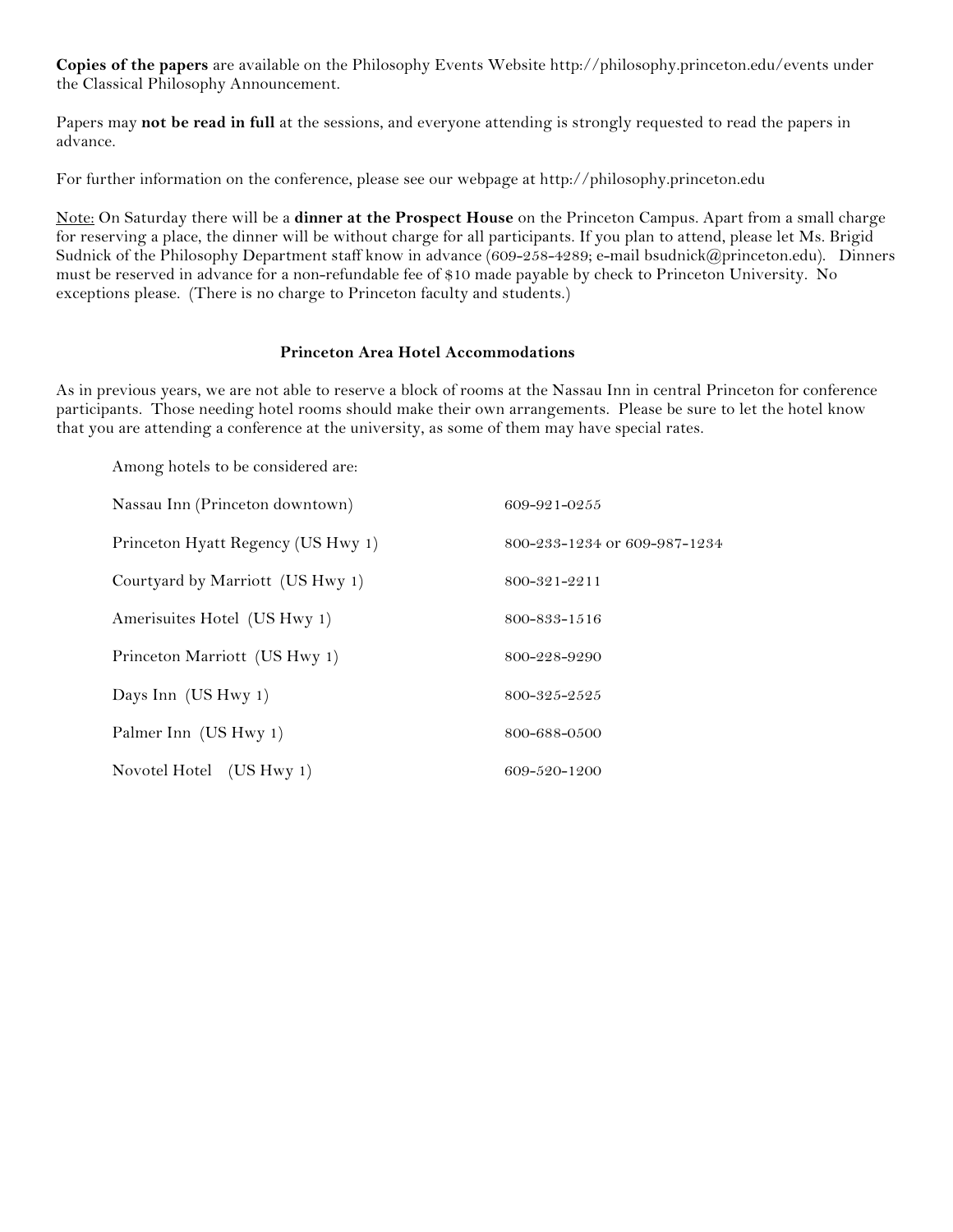**Copies of the papers** are available on the Philosophy Events Website http://philosophy.princeton.edu/events under the Classical Philosophy Announcement.

Papers may **not be read in full** at the sessions, and everyone attending is strongly requested to read the papers in advance.

For further information on the conference, please see our webpage at http://philosophy.princeton.edu

Note: On Saturday there will be a **dinner at the Prospect House** on the Princeton Campus. Apart from a small charge for reserving a place, the dinner will be without charge for all participants. If you plan to attend, please let Ms. Brigid Sudnick of the Philosophy Department staff know in advance (609-258-4289; e-mail bsudnick@princeton.edu). Dinners must be reserved in advance for a non-refundable fee of $10 made payable by check to Princeton University. No exceptions please. (There is no charge to Princeton faculty and students.)

### Princeton Area Hotel Accommodations

As in previous years, we are not able to reserve a block of rooms at the Nassau Inn in central Princeton for conference participants. Those needing hotel rooms should make their own arrangements. Please be sure to let the hotel know that you are attending a conference at the university, as some of them may have special rates.

Among hotels to be considered are:

| | |
|---|---|
| Nassau Inn (Princeton downtown) | 609-921-0255 |
| Princeton Hyatt Regency (US Hwy 1) | 800-233-1234 or 609-987-1234 |
| Courtyard by Marriott (US Hwy 1) | 800-321-2211 |
| Amerisuites Hotel (US Hwy 1) | 800-833-1516 |
| Princeton Marriott (US Hwy 1) | 800-228-9290 |
| Days Inn (US Hwy 1) | 800-325-2525 |
| Palmer Inn (US Hwy 1) | 800-688-0500 |
| Novotel Hotel (US Hwy 1) | 609-520-1200 |